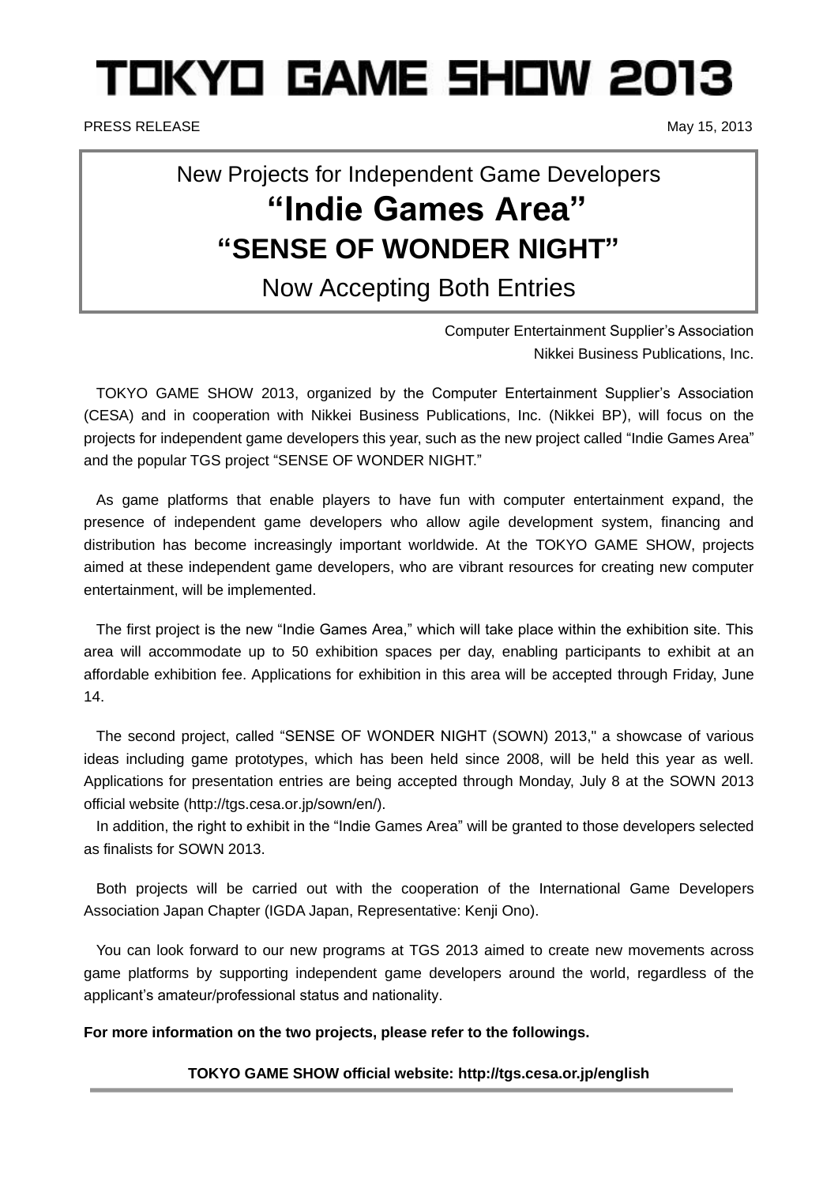# TOKYO GAME SHOW 2013

PRESS RELEASE

May 15, 2013

## New Projects for Independent Game Developers
## "Indie Games Area"
## "SENSE OF WONDER NIGHT"
## Now Accepting Both Entries

Computer Entertainment Supplier's Association
Nikkei Business Publications, Inc.

TOKYO GAME SHOW 2013, organized by the Computer Entertainment Supplier's Association (CESA) and in cooperation with Nikkei Business Publications, Inc. (Nikkei BP), will focus on the projects for independent game developers this year, such as the new project called "Indie Games Area" and the popular TGS project "SENSE OF WONDER NIGHT."

As game platforms that enable players to have fun with computer entertainment expand, the presence of independent game developers who allow agile development system, financing and distribution has become increasingly important worldwide. At the TOKYO GAME SHOW, projects aimed at these independent game developers, who are vibrant resources for creating new computer entertainment, will be implemented.

The first project is the new "Indie Games Area," which will take place within the exhibition site. This area will accommodate up to 50 exhibition spaces per day, enabling participants to exhibit at an affordable exhibition fee. Applications for exhibition in this area will be accepted through Friday, June 14.

The second project, called "SENSE OF WONDER NIGHT (SOWN) 2013," a showcase of various ideas including game prototypes, which has been held since 2008, will be held this year as well. Applications for presentation entries are being accepted through Monday, July 8 at the SOWN 2013 official website (http://tgs.cesa.or.jp/sown/en/).

In addition, the right to exhibit in the "Indie Games Area" will be granted to those developers selected as finalists for SOWN 2013.

Both projects will be carried out with the cooperation of the International Game Developers Association Japan Chapter (IGDA Japan, Representative: Kenji Ono).

You can look forward to our new programs at TGS 2013 aimed to create new movements across game platforms by supporting independent game developers around the world, regardless of the applicant's amateur/professional status and nationality.

**For more information on the two projects, please refer to the followings.**

**TOKYO GAME SHOW official website: http://tgs.cesa.or.jp/english**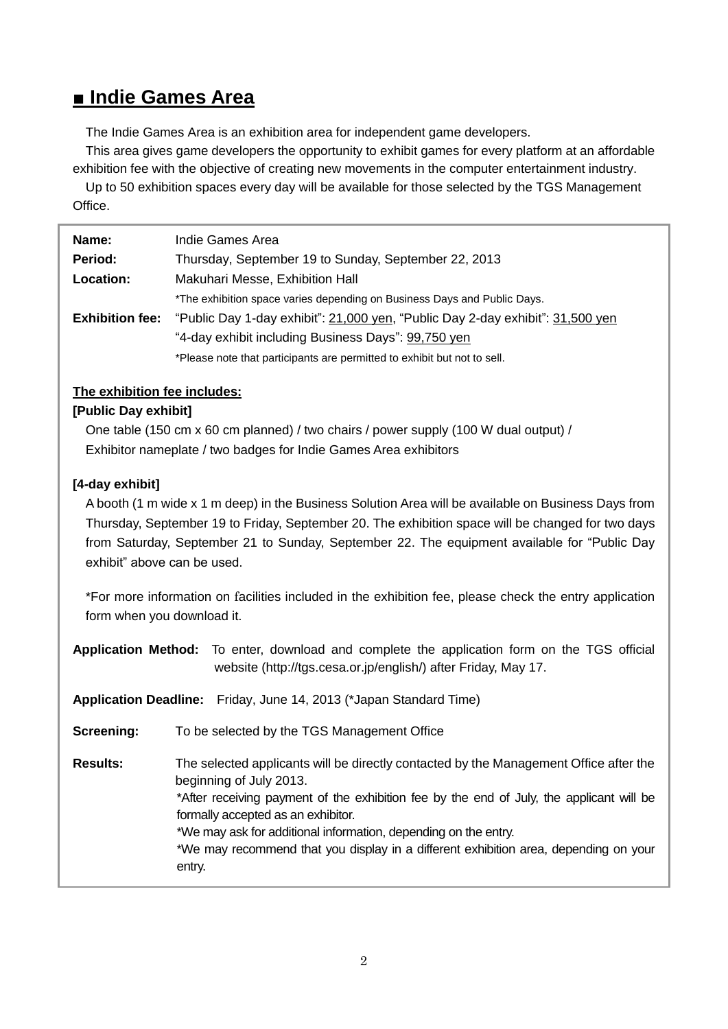## ■ Indie Games Area

The Indie Games Area is an exhibition area for independent game developers.

This area gives game developers the opportunity to exhibit games for every platform at an affordable exhibition fee with the objective of creating new movements in the computer entertainment industry.

Up to 50 exhibition spaces every day will be available for those selected by the TGS Management Office.

**Name:** Indie Games Area

**Period:** Thursday, September 19 to Sunday, September 22, 2013

**Location:** Makuhari Messe, Exhibition Hall

*The exhibition space varies depending on Business Days and Public Days.

**Exhibition fee:** "Public Day 1-day exhibit": 21,000 yen, "Public Day 2-day exhibit": 31,500 yen

"4-day exhibit including Business Days": 99,750 yen

*Please note that participants are permitted to exhibit but not to sell.

**The exhibition fee includes:**

**[Public Day exhibit]**

One table (150 cm x 60 cm planned) / two chairs / power supply (100 W dual output) / Exhibitor nameplate / two badges for Indie Games Area exhibitors

**[4-day exhibit]**

A booth (1 m wide x 1 m deep) in the Business Solution Area will be available on Business Days from Thursday, September 19 to Friday, September 20. The exhibition space will be changed for two days from Saturday, September 21 to Sunday, September 22. The equipment available for "Public Day exhibit" above can be used.

*For more information on facilities included in the exhibition fee, please check the entry application form when you download it.

**Application Method:** To enter, download and complete the application form on the TGS official website (http://tgs.cesa.or.jp/english/) after Friday, May 17.

**Application Deadline:** Friday, June 14, 2013 (*Japan Standard Time)

**Screening:** To be selected by the TGS Management Office

**Results:** The selected applicants will be directly contacted by the Management Office after the beginning of July 2013.

*After receiving payment of the exhibition fee by the end of July, the applicant will be formally accepted as an exhibitor.

*We may ask for additional information, depending on the entry.

*We may recommend that you display in a different exhibition area, depending on your entry.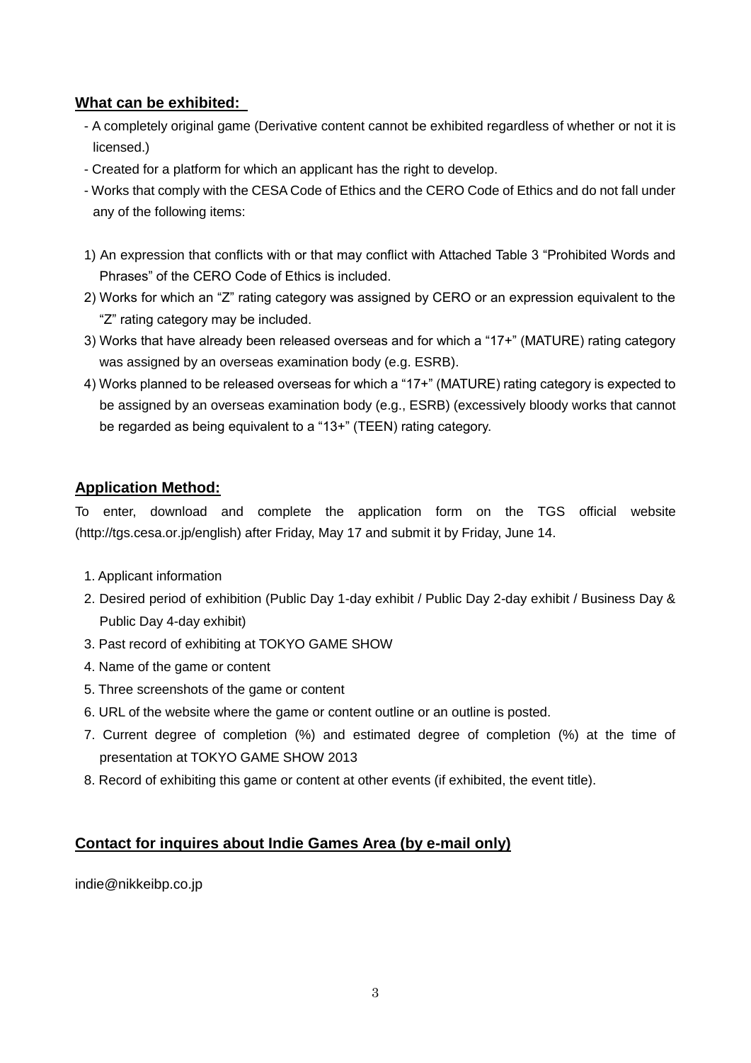**What can be exhibited:**

- A completely original game (Derivative content cannot be exhibited regardless of whether or not it is licensed.)
- Created for a platform for which an applicant has the right to develop.
- Works that comply with the CESA Code of Ethics and the CERO Code of Ethics and do not fall under any of the following items:

1) An expression that conflicts with or that may conflict with Attached Table 3 "Prohibited Words and Phrases" of the CERO Code of Ethics is included.
2) Works for which an "Z" rating category was assigned by CERO or an expression equivalent to the "Z" rating category may be included.
3) Works that have already been released overseas and for which a "17+" (MATURE) rating category was assigned by an overseas examination body (e.g. ESRB).
4) Works planned to be released overseas for which a "17+" (MATURE) rating category is expected to be assigned by an overseas examination body (e.g., ESRB) (excessively bloody works that cannot be regarded as being equivalent to a "13+" (TEEN) rating category.

**Application Method:**

To enter, download and complete the application form on the TGS official website (http://tgs.cesa.or.jp/english) after Friday, May 17 and submit it by Friday, June 14.

1. Applicant information
2. Desired period of exhibition (Public Day 1-day exhibit / Public Day 2-day exhibit / Business Day & Public Day 4-day exhibit)
3. Past record of exhibiting at TOKYO GAME SHOW
4. Name of the game or content
5. Three screenshots of the game or content
6. URL of the website where the game or content outline or an outline is posted.
7. Current degree of completion (%) and estimated degree of completion (%) at the time of presentation at TOKYO GAME SHOW 2013
8. Record of exhibiting this game or content at other events (if exhibited, the event title).

**Contact for inquires about Indie Games Area (by e-mail only)**

indie@nikkeibp.co.jp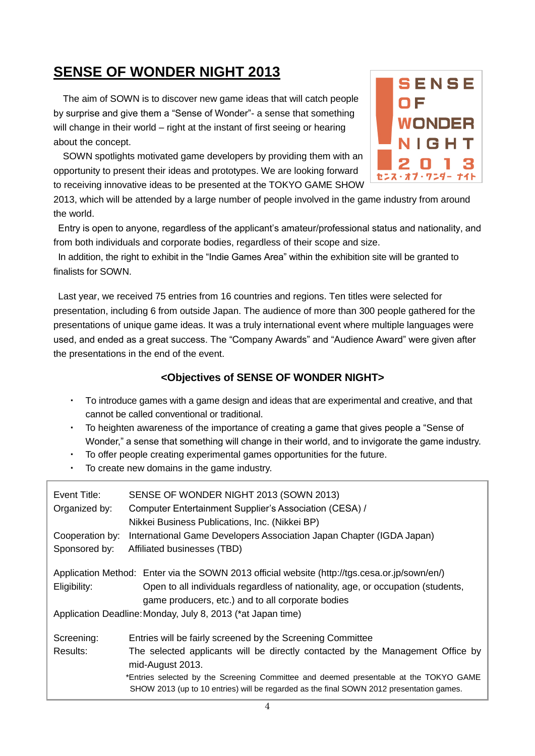# SENSE OF WONDER NIGHT 2013

The aim of SOWN is to discover new game ideas that will catch people by surprise and give them a "Sense of Wonder"- a sense that something will change in their world – right at the instant of first seeing or hearing about the concept.

SOWN spotlights motivated game developers by providing them with an opportunity to present their ideas and prototypes. We are looking forward to receiving innovative ideas to be presented at the TOKYO GAME SHOW 2013, which will be attended by a large number of people involved in the game industry from around the world.

Entry is open to anyone, regardless of the applicant's amateur/professional status and nationality, and from both individuals and corporate bodies, regardless of their scope and size.

In addition, the right to exhibit in the "Indie Games Area" within the exhibition site will be granted to finalists for SOWN.

Last year, we received 75 entries from 16 countries and regions. Ten titles were selected for presentation, including 6 from outside Japan. The audience of more than 300 people gathered for the presentations of unique game ideas. It was a truly international event where multiple languages were used, and ended as a great success. The "Company Awards" and "Audience Award" were given after the presentations in the end of the event.

### <Objectives of SENSE OF WONDER NIGHT>

- To introduce games with a game design and ideas that are experimental and creative, and that cannot be called conventional or traditional.
- To heighten awareness of the importance of creating a game that gives people a "Sense of Wonder," a sense that something will change in their world, and to invigorate the game industry.
- To offer people creating experimental games opportunities for the future.
- To create new domains in the game industry.

| | |
|---|---|
| Event Title: | SENSE OF WONDER NIGHT 2013 (SOWN 2013) |
| Organized by: | Computer Entertainment Supplier's Association (CESA) / Nikkei Business Publications, Inc. (Nikkei BP) |
| Cooperation by: | International Game Developers Association Japan Chapter (IGDA Japan) |
| Sponsored by: | Affiliated businesses (TBD) |
| Application Method: | Enter via the SOWN 2013 official website (http://tgs.cesa.or.jp/sown/en/) |
| Eligibility: | Open to all individuals regardless of nationality, age, or occupation (students, game producers, etc.) and to all corporate bodies |
| Application Deadline: | Monday, July 8, 2013 (*at Japan time) |
| Screening: | Entries will be fairly screened by the Screening Committee |
| Results: | The selected applicants will be directly contacted by the Management Office by mid-August 2013.<br>*Entries selected by the Screening Committee and deemed presentable at the TOKYO GAME SHOW 2013 (up to 10 entries) will be regarded as the final SOWN 2012 presentation games. |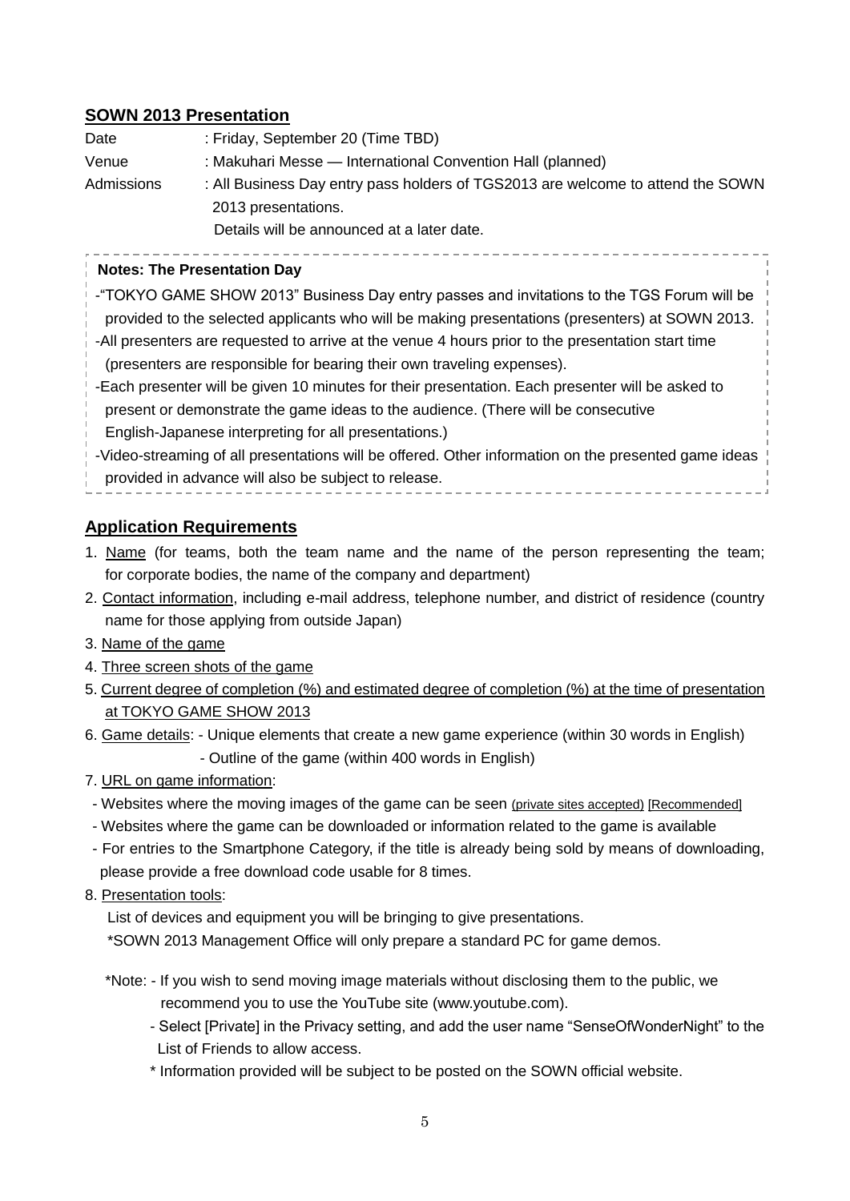## SOWN 2013 Presentation

Date : Friday, September 20 (Time TBD)

Venue : Makuhari Messe — International Convention Hall (planned)

Admissions : All Business Day entry pass holders of TGS2013 are welcome to attend the SOWN 2013 presentations.
Details will be announced at a later date.

> **Notes: The Presentation Day**
>
> -"TOKYO GAME SHOW 2013" Business Day entry passes and invitations to the TGS Forum will be provided to the selected applicants who will be making presentations (presenters) at SOWN 2013.
>
> -All presenters are requested to arrive at the venue 4 hours prior to the presentation start time (presenters are responsible for bearing their own traveling expenses).
>
> -Each presenter will be given 10 minutes for their presentation. Each presenter will be asked to present or demonstrate the game ideas to the audience. (There will be consecutive English-Japanese interpreting for all presentations.)
>
> -Video-streaming of all presentations will be offered. Other information on the presented game ideas provided in advance will also be subject to release.

## Application Requirements

1. Name (for teams, both the team name and the name of the person representing the team; for corporate bodies, the name of the company and department)
2. Contact information, including e-mail address, telephone number, and district of residence (country name for those applying from outside Japan)
3. Name of the game
4. Three screen shots of the game
5. Current degree of completion (%) and estimated degree of completion (%) at the time of presentation at TOKYO GAME SHOW 2013
6. Game details: - Unique elements that create a new game experience (within 30 words in English)
   - Outline of the game (within 400 words in English)
7. URL on game information:
   - Websites where the moving images of the game can be seen (private sites accepted) [Recommended]
   - Websites where the game can be downloaded or information related to the game is available
   - For entries to the Smartphone Category, if the title is already being sold by means of downloading, please provide a free download code usable for 8 times.
8. Presentation tools:
   List of devices and equipment you will be bringing to give presentations.
   *SOWN 2013 Management Office will only prepare a standard PC for game demos.

   *Note: - If you wish to send moving image materials without disclosing them to the public, we recommend you to use the YouTube site (www.youtube.com).
   - Select [Private] in the Privacy setting, and add the user name "SenseOfWonderNight" to the List of Friends to allow access.
   * Information provided will be subject to be posted on the SOWN official website.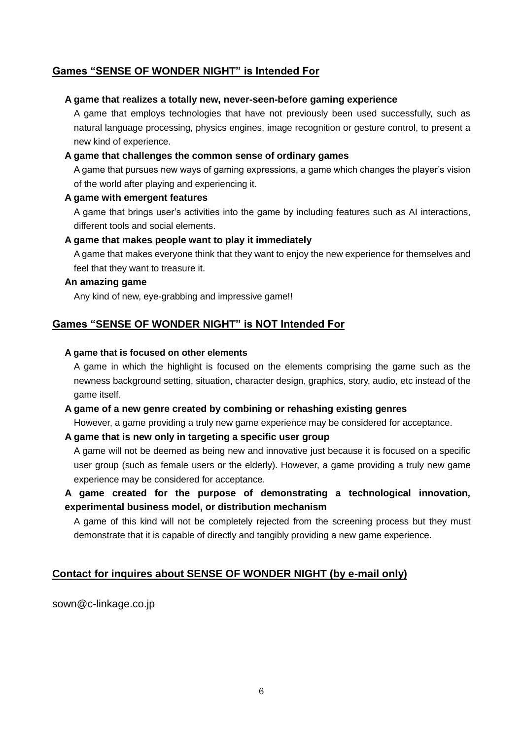## Games "SENSE OF WONDER NIGHT" is Intended For

**A game that realizes a totally new, never-seen-before gaming experience**

A game that employs technologies that have not previously been used successfully, such as natural language processing, physics engines, image recognition or gesture control, to present a new kind of experience.

**A game that challenges the common sense of ordinary games**

A game that pursues new ways of gaming expressions, a game which changes the player's vision of the world after playing and experiencing it.

**A game with emergent features**

A game that brings user's activities into the game by including features such as AI interactions, different tools and social elements.

**A game that makes people want to play it immediately**

A game that makes everyone think that they want to enjoy the new experience for themselves and feel that they want to treasure it.

**An amazing game**

Any kind of new, eye-grabbing and impressive game!!

## Games "SENSE OF WONDER NIGHT" is NOT Intended For

**A game that is focused on other elements**

A game in which the highlight is focused on the elements comprising the game such as the newness background setting, situation, character design, graphics, story, audio, etc instead of the game itself.

**A game of a new genre created by combining or rehashing existing genres**

However, a game providing a truly new game experience may be considered for acceptance.

**A game that is new only in targeting a specific user group**

A game will not be deemed as being new and innovative just because it is focused on a specific user group (such as female users or the elderly). However, a game providing a truly new game experience may be considered for acceptance.

**A game created for the purpose of demonstrating a technological innovation, experimental business model, or distribution mechanism**

A game of this kind will not be completely rejected from the screening process but they must demonstrate that it is capable of directly and tangibly providing a new game experience.

## Contact for inquires about SENSE OF WONDER NIGHT (by e-mail only)

sown@c-linkage.co.jp